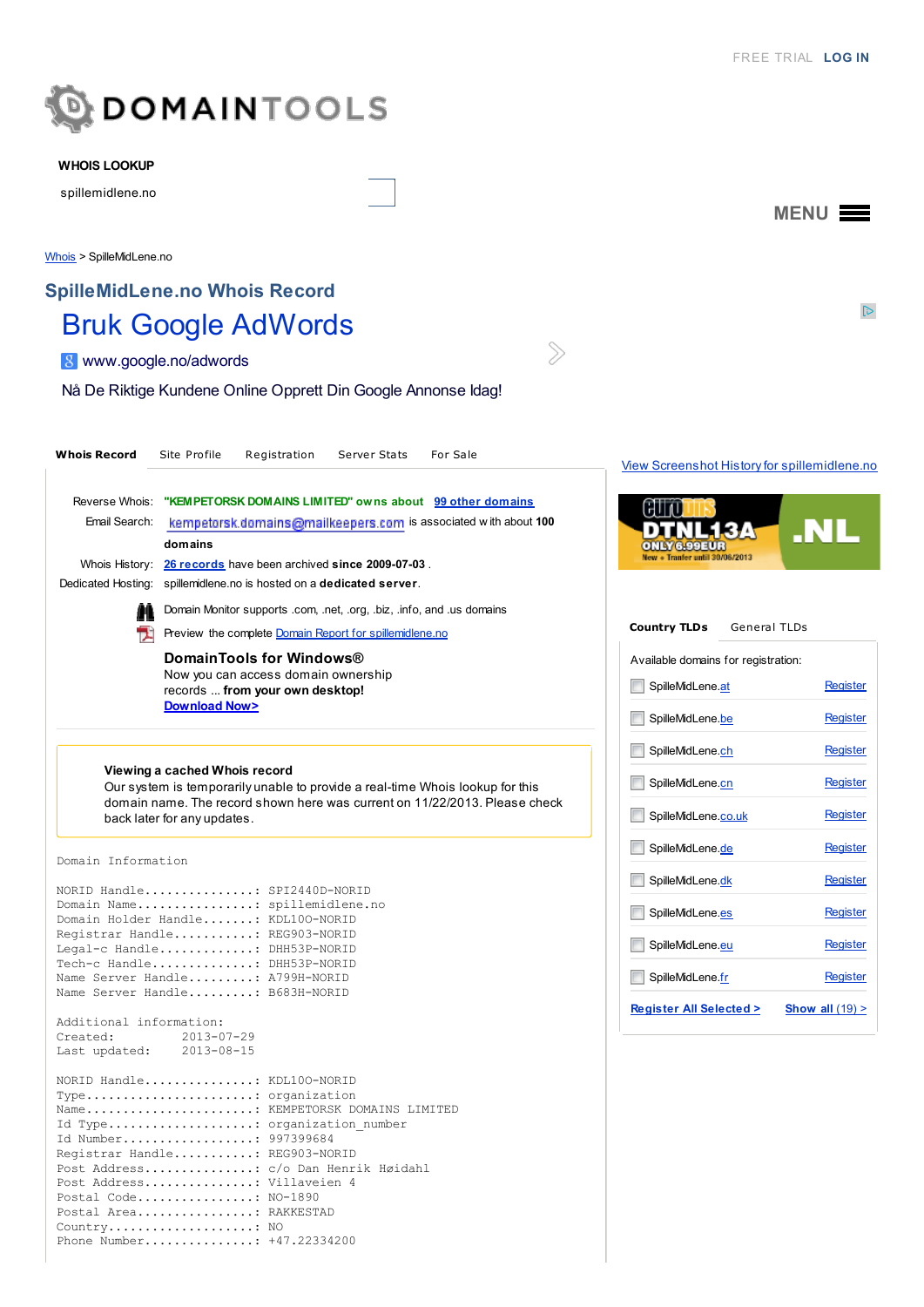FREE TRIAL LOG IN

DOMAINTOOLS

**WHOIS LOOKUP**

spillemidlene.no

MENU

Whois > SpilleMidLene.no

## SpilleMidLene.no Whois Record

Bruk Google AdWords

www.google.no/adwords

Nå De Riktige Kundene Online Opprett Din Google Annonse Idag!

**Whois Record** Site Profile Registration Server Stats For Sale

View Screenshot History for spillemidlene.no

Reverse Whois: **"KEMPETORSK DOMAINS LIMITED" owns about** 99 other domains

Email Search: kempetorsk.domains@mailkeepers.com is associated with about **100 domains**

Whois History: 26 records have been archived **since 2009-07-03** .

Dedicated Hosting: spillemidlene.no is hosted on a **dedicated server**.

Domain Monitor supports .com, .net, .org, .biz, .info, and .us domains

Preview the complete Domain Report for spillemidlene.no

**DomainTools for Windows®**

Now you can access domain ownership records ... **from your own desktop!**

**Download Now>**

**Viewing a cached Whois record**

Our system is temporarily unable to provide a real-time Whois lookup for this domain name. The record shown here was current on 11/22/2013. Please check back later for any updates.

```
Domain Information

NORID Handle...............: SPI2440D-NORID
Domain Name................: spillemidlene.no
Domain Holder Handle.......: KDL100-NORID
Registrar Handle...........: REG903-NORID
Legal-c Handle.............: DHH53P-NORID
Tech-c Handle..............: DHH53P-NORID
Name Server Handle.........: A799H-NORID
Name Server Handle.........: B683H-NORID

Additional information:
Created:          2013-07-29
Last updated:     2013-08-15

NORID Handle...............: KDL100-NORID
Type.......................: organization
Name.......................: KEMPETORSK DOMAINS LIMITED
Id Type....................: organization_number
Id Number..................: 997399684
Registrar Handle...........: REG903-NORID
Post Address...............: c/o Dan Henrik Høidahl
Post Address...............: Villaveien 4
Postal Code................: NO-1890
Postal Area................: RAKKESTAD
Country....................: NO
Phone Number...............: +47.22334200
```

**Country TLDs** General TLDs

Available domains for registration:

| Domain | |
|---|---|
| SpilleMidLene.at | Register |
| SpilleMidLene.be | Register |
| SpilleMidLene.ch | Register |
| SpilleMidLene.cn | Register |
| SpilleMidLene.co.uk | Register |
| SpilleMidLene.de | Register |
| SpilleMidLene.dk | Register |
| SpilleMidLene.es | Register |
| SpilleMidLene.eu | Register |
| SpilleMidLene.fr | Register |

**Register All Selected >** **Show all** (19) >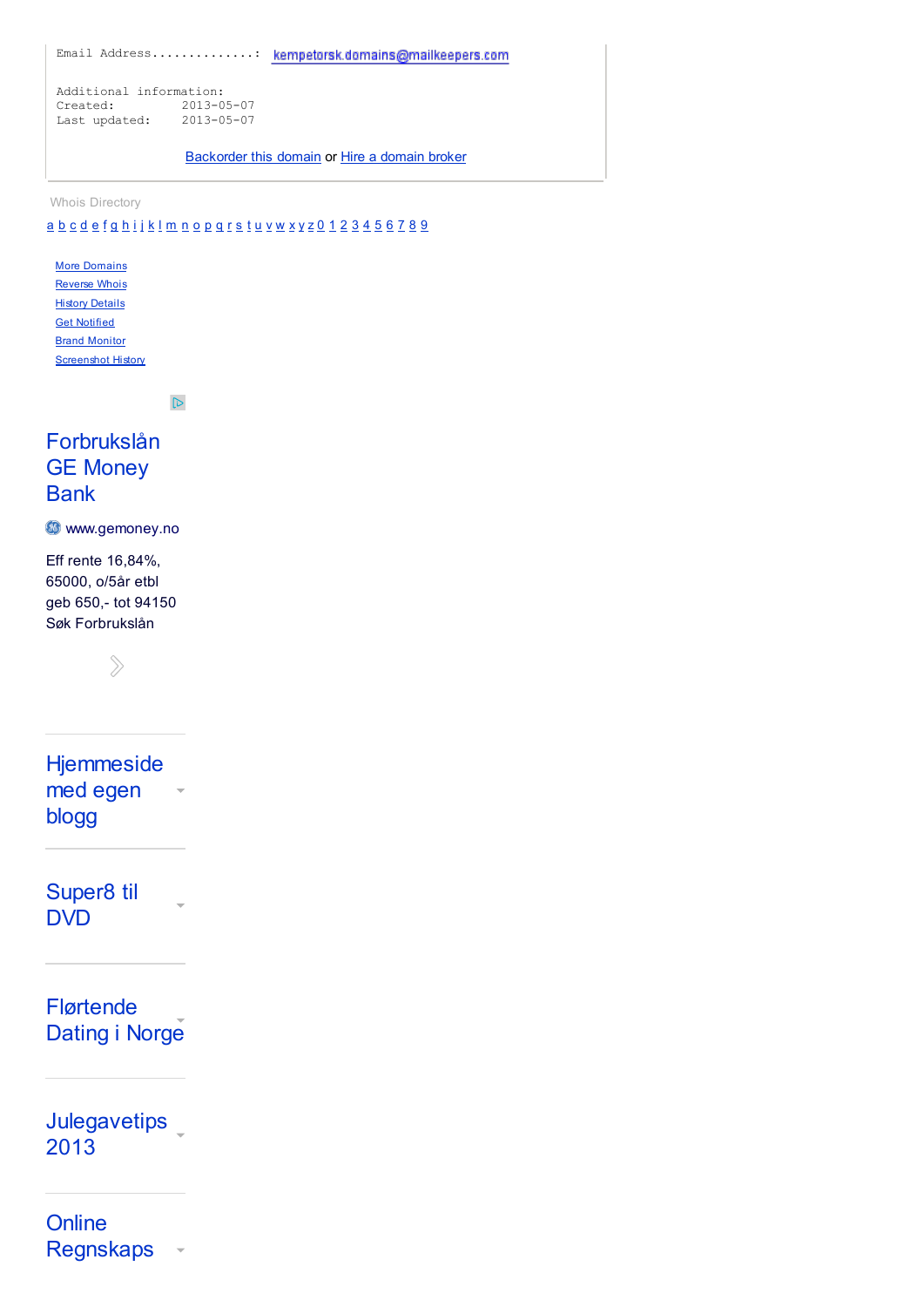```
Email Address..............:  kempetorsk.domains@mailkeepers.com

Additional information:
Created:          2013-05-07
Last updated:     2013-05-07
```

Backorder this domain or Hire a domain broker

Whois Directory

a b c d e f g h i j k l m n o p q r s t u v w x y z 0 1 2 3 4 5 6 7 8 9

- More Domains
- Reverse Whois
- History Details
- Get Notified
- Brand Monitor
- Screenshot History

Forbrukslån GE Money Bank

www.gemoney.no

Eff rente 16,84%, 65000, o/5år etbl geb 650,- tot 94150 Søk Forbrukslån

Hjemmeside med egen blogg

Super8 til DVD

Flørtende Dating i Norge

Julegavetips 2013

Online Regnskaps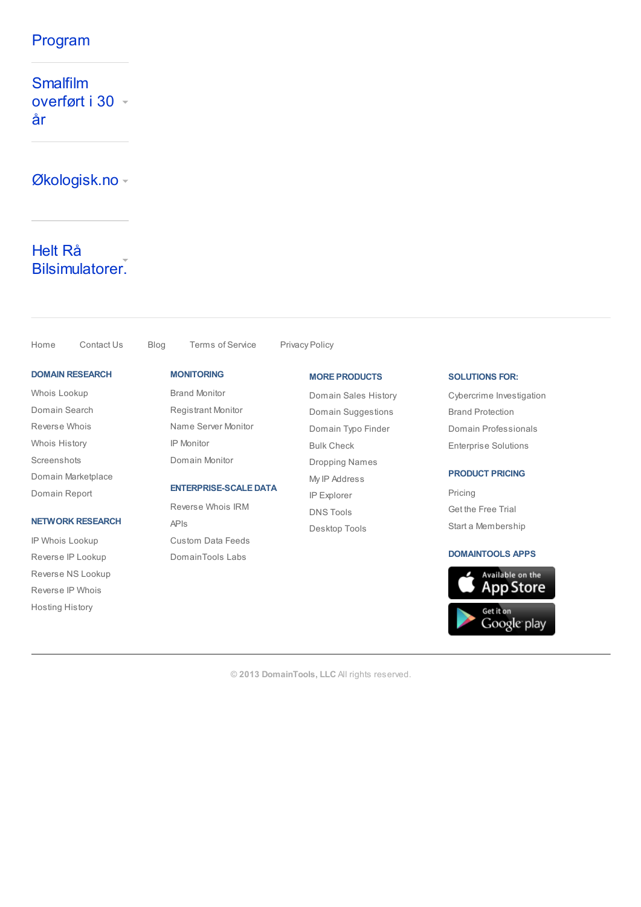Program

Smalfilm overført i 30 år

Økologisk.no

Helt Rå Bilsimulatorer.

Home Contact Us Blog Terms of Service Privacy Policy

**DOMAIN RESEARCH**

- Whois Lookup
- Domain Search
- Reverse Whois
- Whois History
- Screenshots
- Domain Marketplace
- Domain Report

**NETWORK RESEARCH**

- IP Whois Lookup
- Reverse IP Lookup
- Reverse NS Lookup
- Reverse IP Whois
- Hosting History

**MONITORING**

- Brand Monitor
- Registrant Monitor
- Name Server Monitor
- IP Monitor
- Domain Monitor

**ENTERPRISE-SCALE DATA**

- Reverse Whois IRM
- APIs
- Custom Data Feeds
- DomainTools Labs

**MORE PRODUCTS**

- Domain Sales History
- Domain Suggestions
- Domain Typo Finder
- Bulk Check
- Dropping Names
- My IP Address
- IP Explorer
- DNS Tools
- Desktop Tools

**SOLUTIONS FOR:**

- Cybercrime Investigation
- Brand Protection
- Domain Professionals
- Enterprise Solutions

**PRODUCT PRICING**

- Pricing
- Get the Free Trial
- Start a Membership

**DOMAINTOOLS APPS**

Available on the App Store

Get it on Google play

© **2013 DomainTools, LLC** All rights reserved.